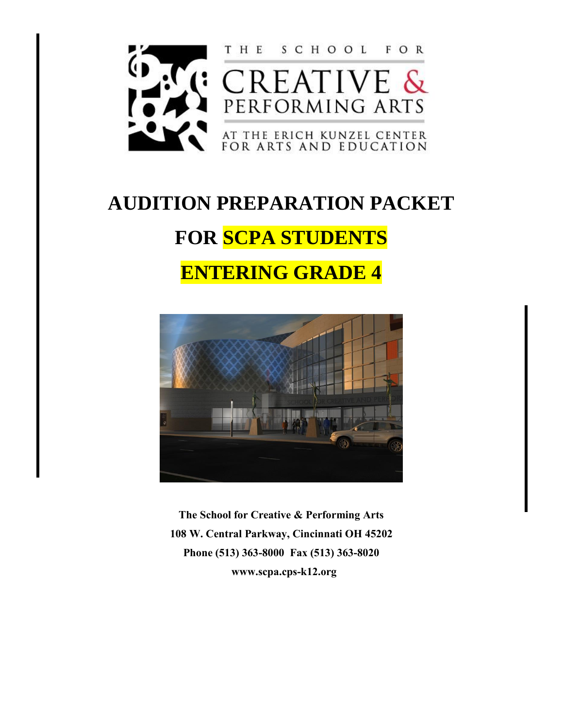THE SCHOOL FOR

CREATIVE & PERFORMING ARTS

AT THE ERICH KUNZEL CENTER FOR ARTS AND EDUCATION

# AUDITION PREPARATION PACKET

# FOR SCPA STUDENTS

# ENTERING GRADE 4

**The School for Creative & Performing Arts**

**108 W. Central Parkway, Cincinnati OH 45202**

**Phone (513) 363-8000 Fax (513) 363-8020**

**www.scpa.cps-k12.org**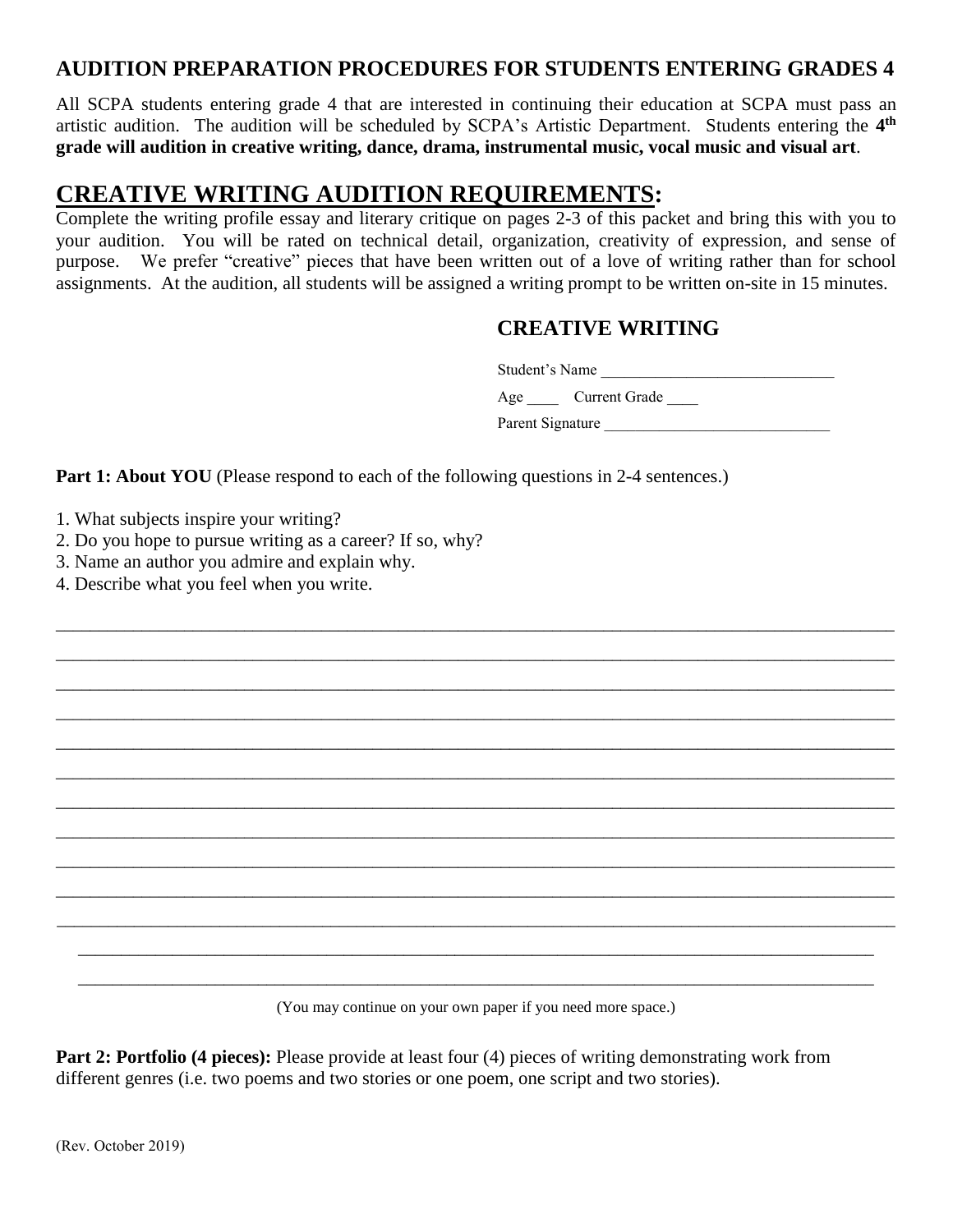## AUDITION PREPARATION PROCEDURES FOR STUDENTS ENTERING GRADES 4

All SCPA students entering grade 4 that are interested in continuing their education at SCPA must pass an artistic audition. The audition will be scheduled by SCPA's Artistic Department. Students entering the **4th grade will audition in creative writing, dance, drama, instrumental music, vocal music and visual art**.

# CREATIVE WRITING AUDITION REQUIREMENTS:

Complete the writing profile essay and literary critique on pages 2-3 of this packet and bring this with you to your audition. You will be rated on technical detail, organization, creativity of expression, and sense of purpose. We prefer "creative" pieces that have been written out of a love of writing rather than for school assignments. At the audition, all students will be assigned a writing prompt to be written on-site in 15 minutes.

### CREATIVE WRITING

Student's Name ______________________________

Age ____ Current Grade ____

Parent Signature ______________________________

**Part 1: About YOU** (Please respond to each of the following questions in 2-4 sentences.)

1. What subjects inspire your writing?
2. Do you hope to pursue writing as a career? If so, why?
3. Name an author you admire and explain why.
4. Describe what you feel when you write.

______________________________________________________________________________________
______________________________________________________________________________________
______________________________________________________________________________________
______________________________________________________________________________________
______________________________________________________________________________________
______________________________________________________________________________________
______________________________________________________________________________________
______________________________________________________________________________________
______________________________________________________________________________________
______________________________________________________________________________________
______________________________________________________________________________________
______________________________________________________________________________________
______________________________________________________________________________________

(You may continue on your own paper if you need more space.)

**Part 2: Portfolio (4 pieces):** Please provide at least four (4) pieces of writing demonstrating work from different genres (i.e. two poems and two stories or one poem, one script and two stories).

(Rev. October 2019)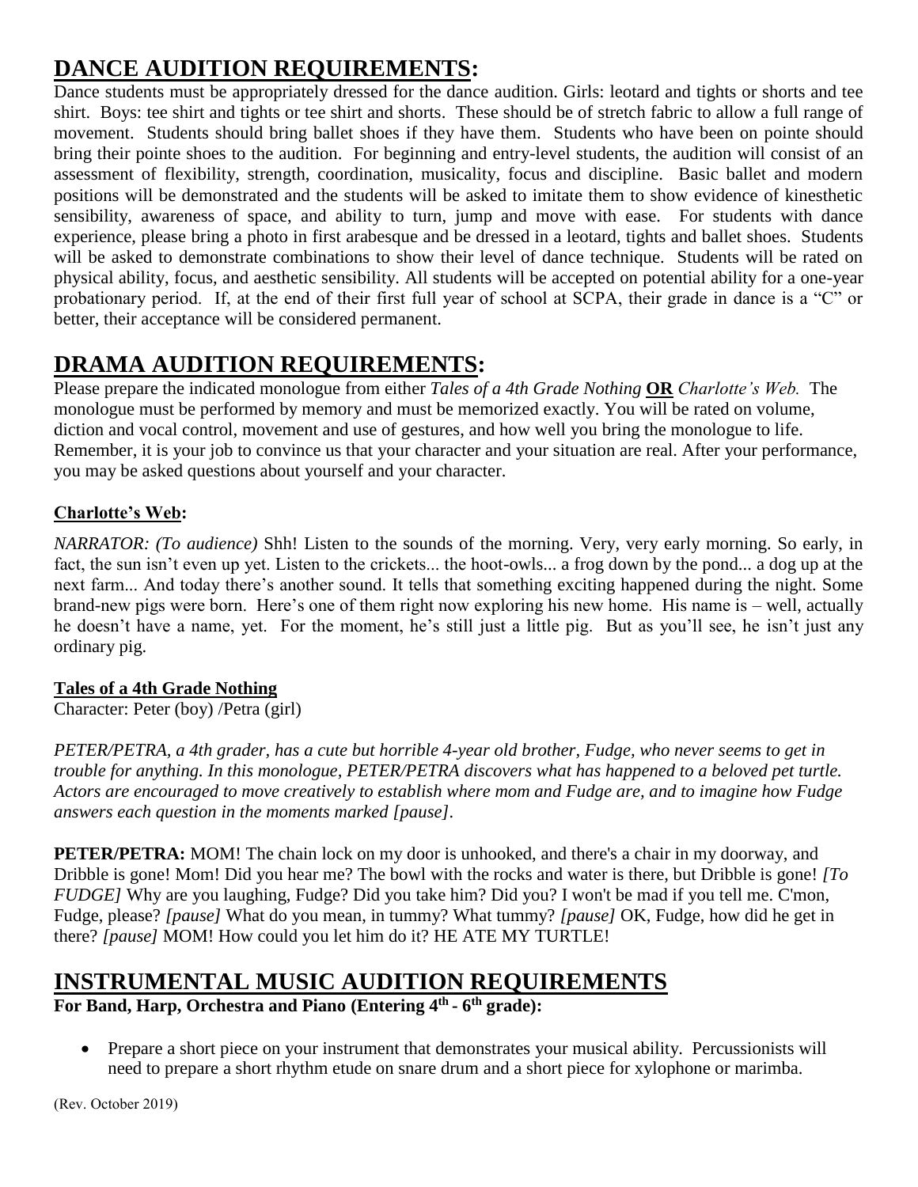## DANCE AUDITION REQUIREMENTS:

Dance students must be appropriately dressed for the dance audition. Girls: leotard and tights or shorts and tee shirt. Boys: tee shirt and tights or tee shirt and shorts. These should be of stretch fabric to allow a full range of movement. Students should bring ballet shoes if they have them. Students who have been on pointe should bring their pointe shoes to the audition. For beginning and entry-level students, the audition will consist of an assessment of flexibility, strength, coordination, musicality, focus and discipline. Basic ballet and modern positions will be demonstrated and the students will be asked to imitate them to show evidence of kinesthetic sensibility, awareness of space, and ability to turn, jump and move with ease. For students with dance experience, please bring a photo in first arabesque and be dressed in a leotard, tights and ballet shoes. Students will be asked to demonstrate combinations to show their level of dance technique. Students will be rated on physical ability, focus, and aesthetic sensibility. All students will be accepted on potential ability for a one-year probationary period. If, at the end of their first full year of school at SCPA, their grade in dance is a "C" or better, their acceptance will be considered permanent.

## DRAMA AUDITION REQUIREMENTS:

Please prepare the indicated monologue from either *Tales of a 4th Grade Nothing* **OR** *Charlotte's Web.* The monologue must be performed by memory and must be memorized exactly. You will be rated on volume, diction and vocal control, movement and use of gestures, and how well you bring the monologue to life. Remember, it is your job to convince us that your character and your situation are real. After your performance, you may be asked questions about yourself and your character.

### Charlotte's Web:

*NARRATOR: (To audience)* Shh! Listen to the sounds of the morning. Very, very early morning. So early, in fact, the sun isn't even up yet. Listen to the crickets... the hoot-owls... a frog down by the pond... a dog up at the next farm... And today there's another sound. It tells that something exciting happened during the night. Some brand-new pigs were born. Here's one of them right now exploring his new home. His name is – well, actually he doesn't have a name, yet. For the moment, he's still just a little pig. But as you'll see, he isn't just any ordinary pig.

### Tales of a 4th Grade Nothing

Character: Peter (boy) /Petra (girl)

*PETER/PETRA, a 4th grader, has a cute but horrible 4-year old brother, Fudge, who never seems to get in trouble for anything. In this monologue, PETER/PETRA discovers what has happened to a beloved pet turtle. Actors are encouraged to move creatively to establish where mom and Fudge are, and to imagine how Fudge answers each question in the moments marked [pause].*

**PETER/PETRA:** MOM! The chain lock on my door is unhooked, and there's a chair in my doorway, and Dribble is gone! Mom! Did you hear me? The bowl with the rocks and water is there, but Dribble is gone! *[To FUDGE]* Why are you laughing, Fudge? Did you take him? Did you? I won't be mad if you tell me. C'mon, Fudge, please? *[pause]* What do you mean, in tummy? What tummy? *[pause]* OK, Fudge, how did he get in there? *[pause]* MOM! How could you let him do it? HE ATE MY TURTLE!

## INSTRUMENTAL MUSIC AUDITION REQUIREMENTS

**For Band, Harp, Orchestra and Piano (Entering 4th - 6th grade):**

- Prepare a short piece on your instrument that demonstrates your musical ability. Percussionists will need to prepare a short rhythm etude on snare drum and a short piece for xylophone or marimba.

(Rev. October 2019)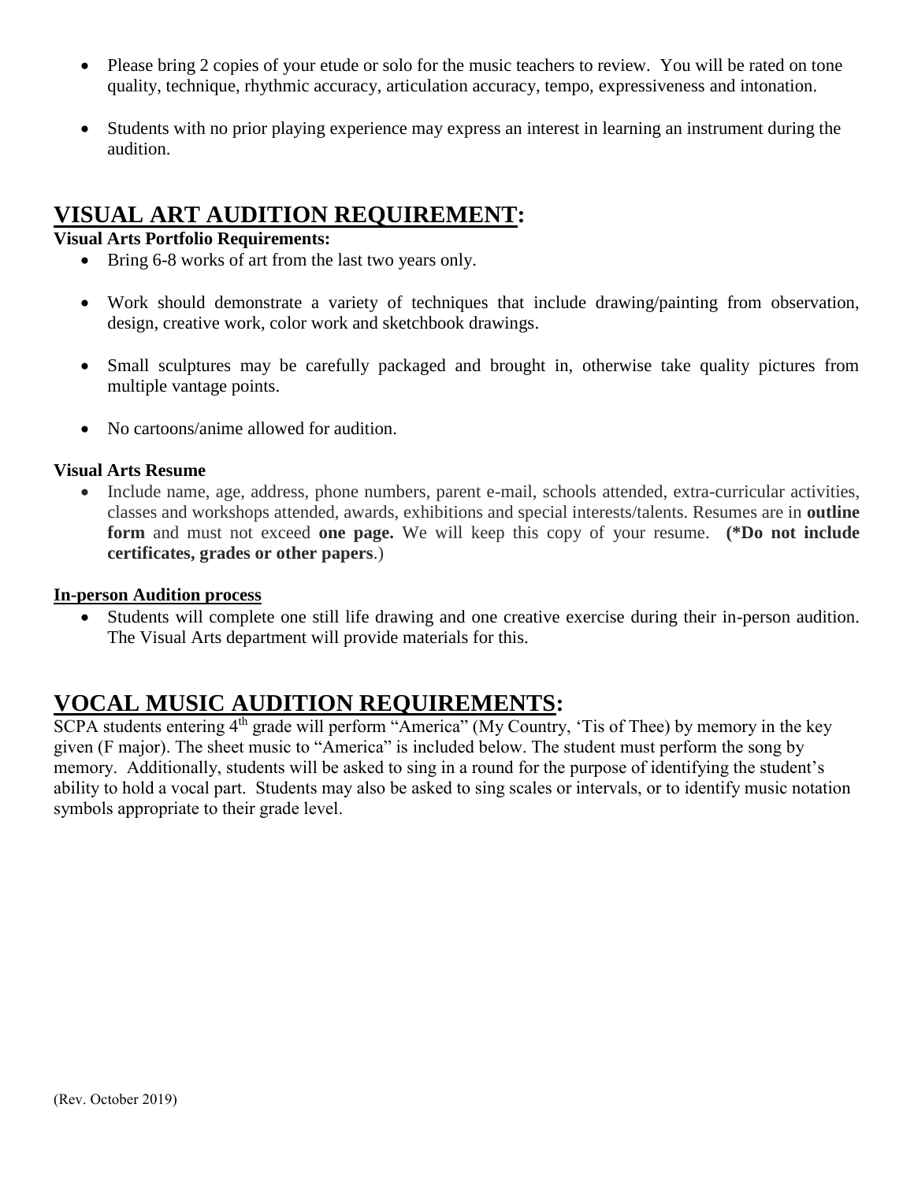- Please bring 2 copies of your etude or solo for the music teachers to review. You will be rated on tone quality, technique, rhythmic accuracy, articulation accuracy, tempo, expressiveness and intonation.

- Students with no prior playing experience may express an interest in learning an instrument during the audition.

## VISUAL ART AUDITION REQUIREMENT:

**Visual Arts Portfolio Requirements:**

- Bring 6-8 works of art from the last two years only.

- Work should demonstrate a variety of techniques that include drawing/painting from observation, design, creative work, color work and sketchbook drawings.

- Small sculptures may be carefully packaged and brought in, otherwise take quality pictures from multiple vantage points.

- No cartoons/anime allowed for audition.

**Visual Arts Resume**

- Include name, age, address, phone numbers, parent e-mail, schools attended, extra-curricular activities, classes and workshops attended, awards, exhibitions and special interests/talents. Resumes are in **outline form** and must not exceed **one page.** We will keep this copy of your resume. **(*Do not include certificates, grades or other papers**.)

**In-person Audition process**

- Students will complete one still life drawing and one creative exercise during their in-person audition. The Visual Arts department will provide materials for this.

## VOCAL MUSIC AUDITION REQUIREMENTS:

SCPA students entering 4th grade will perform "America" (My Country, 'Tis of Thee) by memory in the key given (F major). The sheet music to "America" is included below. The student must perform the song by memory. Additionally, students will be asked to sing in a round for the purpose of identifying the student's ability to hold a vocal part. Students may also be asked to sing scales or intervals, or to identify music notation symbols appropriate to their grade level.

(Rev. October 2019)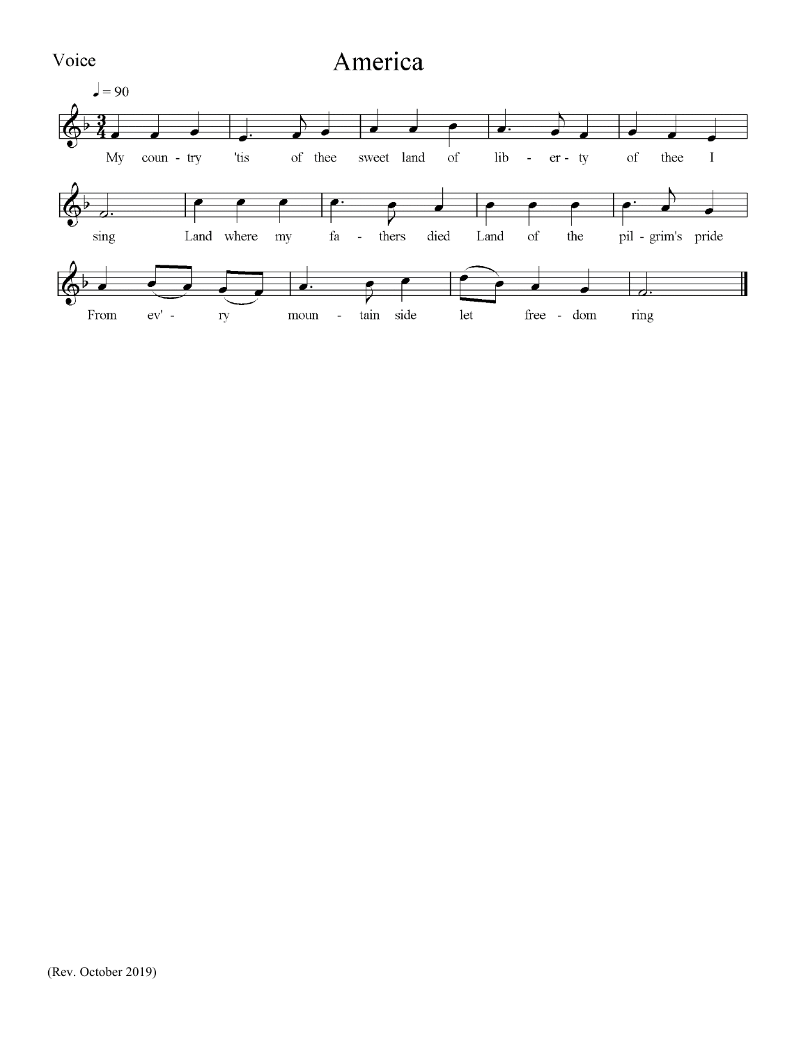Voice

# America

♩ = 90

My coun - try 'tis of thee sweet land of lib - er - ty of thee I sing Land where my fa - thers died Land of the pil - grim's pride From ev' - ry moun - tain side let free - dom ring

(Rev. October 2019)